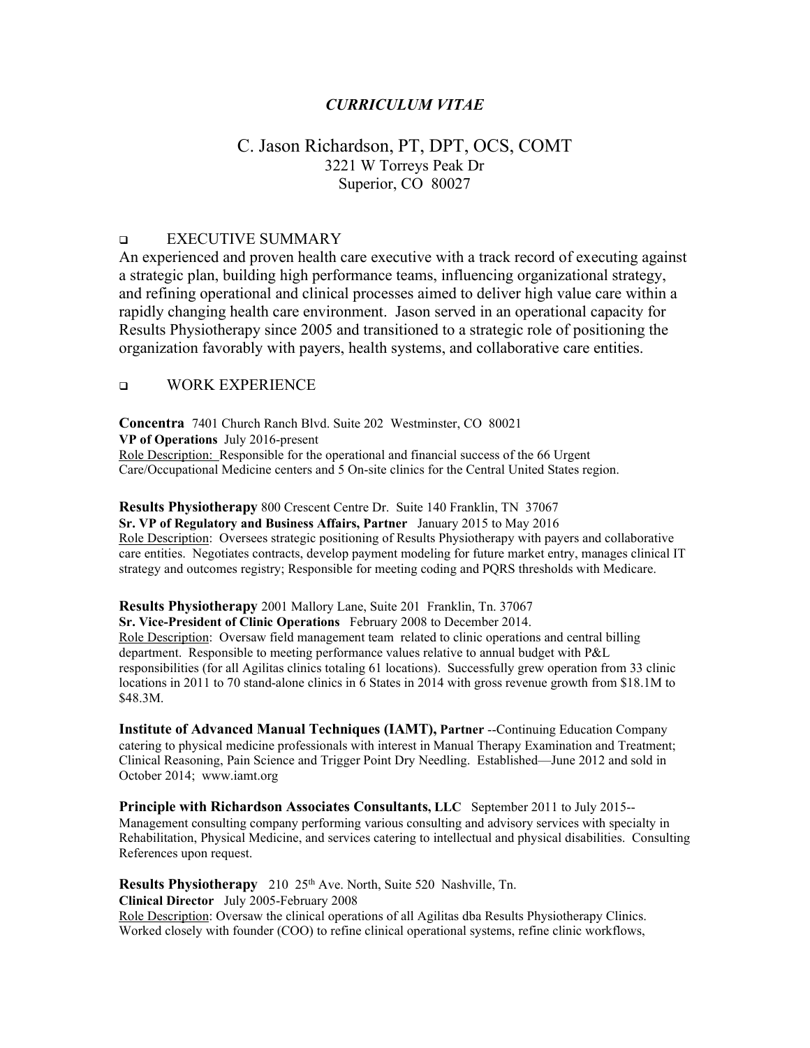***CURRICULUM VITAE***

# C. Jason Richardson, PT, DPT, OCS, COMT

3221 W Torreys Peak Dr
Superior, CO 80027

## EXECUTIVE SUMMARY

An experienced and proven health care executive with a track record of executing against a strategic plan, building high performance teams, influencing organizational strategy, and refining operational and clinical processes aimed to deliver high value care within a rapidly changing health care environment. Jason served in an operational capacity for Results Physiotherapy since 2005 and transitioned to a strategic role of positioning the organization favorably with payers, health systems, and collaborative care entities.

## WORK EXPERIENCE

**Concentra** 7401 Church Ranch Blvd. Suite 202 Westminster, CO 80021
**VP of Operations** July 2016-present
Role Description: Responsible for the operational and financial success of the 66 Urgent Care/Occupational Medicine centers and 5 On-site clinics for the Central United States region.

**Results Physiotherapy** 800 Crescent Centre Dr. Suite 140 Franklin, TN 37067
**Sr. VP of Regulatory and Business Affairs, Partner** January 2015 to May 2016
Role Description: Oversees strategic positioning of Results Physiotherapy with payers and collaborative care entities. Negotiates contracts, develop payment modeling for future market entry, manages clinical IT strategy and outcomes registry; Responsible for meeting coding and PQRS thresholds with Medicare.

**Results Physiotherapy** 2001 Mallory Lane, Suite 201 Franklin, Tn. 37067
**Sr. Vice-President of Clinic Operations** February 2008 to December 2014.
Role Description: Oversaw field management team related to clinic operations and central billing department. Responsible to meeting performance values relative to annual budget with P&L responsibilities (for all Agilitas clinics totaling 61 locations). Successfully grew operation from 33 clinic locations in 2011 to 70 stand-alone clinics in 6 States in 2014 with gross revenue growth from $18.1M to $48.3M.

**Institute of Advanced Manual Techniques (IAMT), Partner** --Continuing Education Company catering to physical medicine professionals with interest in Manual Therapy Examination and Treatment; Clinical Reasoning, Pain Science and Trigger Point Dry Needling. Established—June 2012 and sold in October 2014; www.iamt.org

**Principle with Richardson Associates Consultants, LLC** September 2011 to July 2015--Management consulting company performing various consulting and advisory services with specialty in Rehabilitation, Physical Medicine, and services catering to intellectual and physical disabilities. Consulting References upon request.

**Results Physiotherapy** 210 25th Ave. North, Suite 520 Nashville, Tn.
**Clinical Director** July 2005-February 2008
Role Description: Oversaw the clinical operations of all Agilitas dba Results Physiotherapy Clinics. Worked closely with founder (COO) to refine clinical operational systems, refine clinic workflows,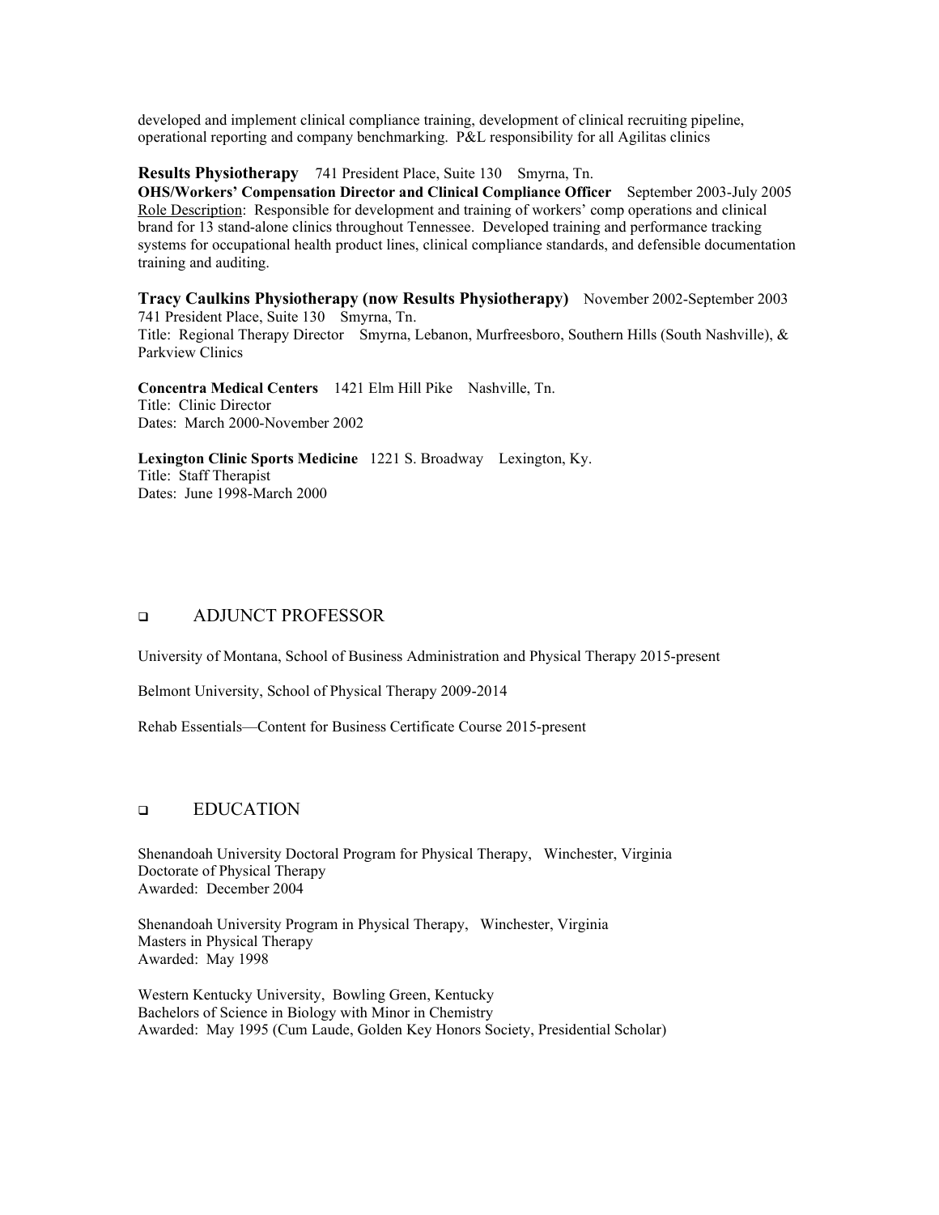developed and implement clinical compliance training, development of clinical recruiting pipeline, operational reporting and company benchmarking. P&L responsibility for all Agilitas clinics

**Results Physiotherapy** 741 President Place, Suite 130 Smyrna, Tn.
**OHS/Workers' Compensation Director and Clinical Compliance Officer** September 2003-July 2005
Role Description: Responsible for development and training of workers' comp operations and clinical brand for 13 stand-alone clinics throughout Tennessee. Developed training and performance tracking systems for occupational health product lines, clinical compliance standards, and defensible documentation training and auditing.

**Tracy Caulkins Physiotherapy (now Results Physiotherapy)** November 2002-September 2003
741 President Place, Suite 130 Smyrna, Tn.
Title: Regional Therapy Director Smyrna, Lebanon, Murfreesboro, Southern Hills (South Nashville), & Parkview Clinics

**Concentra Medical Centers** 1421 Elm Hill Pike Nashville, Tn.
Title: Clinic Director
Dates: March 2000-November 2002

**Lexington Clinic Sports Medicine** 1221 S. Broadway Lexington, Ky.
Title: Staff Therapist
Dates: June 1998-March 2000

## ADJUNCT PROFESSOR

University of Montana, School of Business Administration and Physical Therapy 2015-present

Belmont University, School of Physical Therapy 2009-2014

Rehab Essentials—Content for Business Certificate Course 2015-present

## EDUCATION

Shenandoah University Doctoral Program for Physical Therapy, Winchester, Virginia
Doctorate of Physical Therapy
Awarded: December 2004

Shenandoah University Program in Physical Therapy, Winchester, Virginia
Masters in Physical Therapy
Awarded: May 1998

Western Kentucky University, Bowling Green, Kentucky
Bachelors of Science in Biology with Minor in Chemistry
Awarded: May 1995 (Cum Laude, Golden Key Honors Society, Presidential Scholar)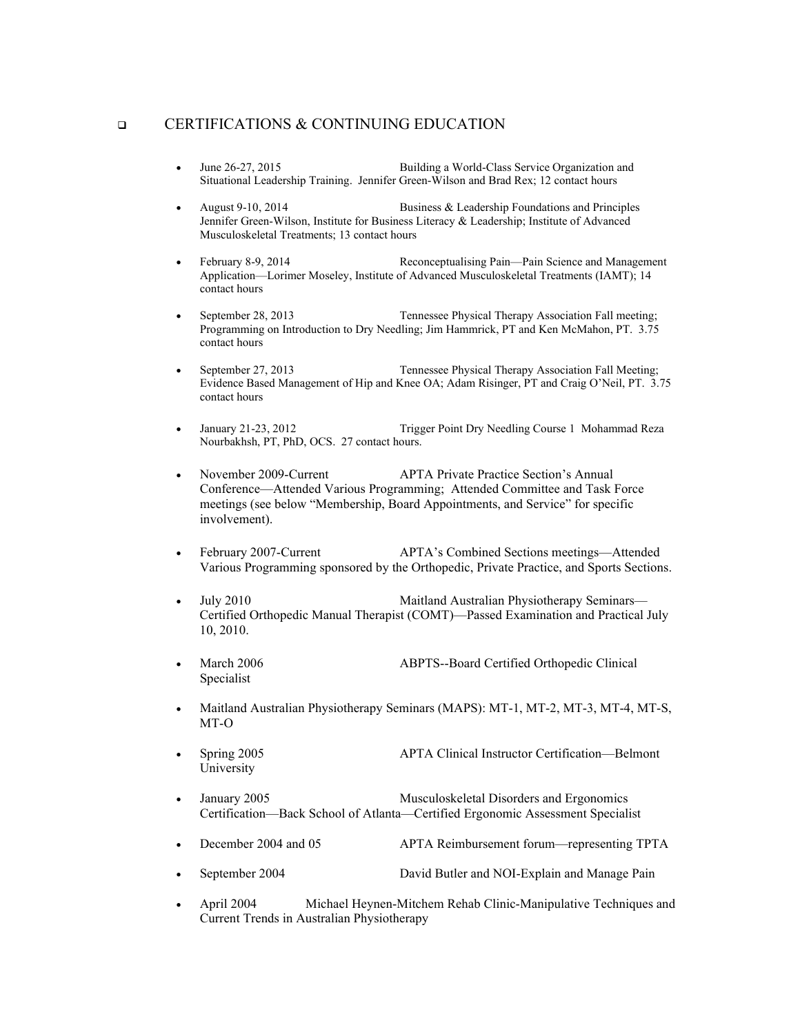## CERTIFICATIONS & CONTINUING EDUCATION

- June 26-27, 2015 Building a World-Class Service Organization and Situational Leadership Training. Jennifer Green-Wilson and Brad Rex; 12 contact hours
- August 9-10, 2014 Business & Leadership Foundations and Principles Jennifer Green-Wilson, Institute for Business Literacy & Leadership; Institute of Advanced Musculoskeletal Treatments; 13 contact hours
- February 8-9, 2014 Reconceptualising Pain—Pain Science and Management Application—Lorimer Moseley, Institute of Advanced Musculoskeletal Treatments (IAMT); 14 contact hours
- September 28, 2013 Tennessee Physical Therapy Association Fall meeting; Programming on Introduction to Dry Needling; Jim Hammrick, PT and Ken McMahon, PT. 3.75 contact hours
- September 27, 2013 Tennessee Physical Therapy Association Fall Meeting; Evidence Based Management of Hip and Knee OA; Adam Risinger, PT and Craig O'Neil, PT. 3.75 contact hours
- January 21-23, 2012 Trigger Point Dry Needling Course 1 Mohammad Reza Nourbakhsh, PT, PhD, OCS. 27 contact hours.
- November 2009-Current APTA Private Practice Section's Annual Conference—Attended Various Programming; Attended Committee and Task Force meetings (see below "Membership, Board Appointments, and Service" for specific involvement).
- February 2007-Current APTA's Combined Sections meetings—Attended Various Programming sponsored by the Orthopedic, Private Practice, and Sports Sections.
- July 2010 Maitland Australian Physiotherapy Seminars—Certified Orthopedic Manual Therapist (COMT)—Passed Examination and Practical July 10, 2010.
- March 2006 ABPTS--Board Certified Orthopedic Clinical Specialist
- Maitland Australian Physiotherapy Seminars (MAPS): MT-1, MT-2, MT-3, MT-4, MT-S, MT-O
- Spring 2005 APTA Clinical Instructor Certification—Belmont University
- January 2005 Musculoskeletal Disorders and Ergonomics Certification—Back School of Atlanta—Certified Ergonomic Assessment Specialist
- December 2004 and 05 APTA Reimbursement forum—representing TPTA
- September 2004 David Butler and NOI-Explain and Manage Pain
- April 2004 Michael Heynen-Mitchem Rehab Clinic-Manipulative Techniques and Current Trends in Australian Physiotherapy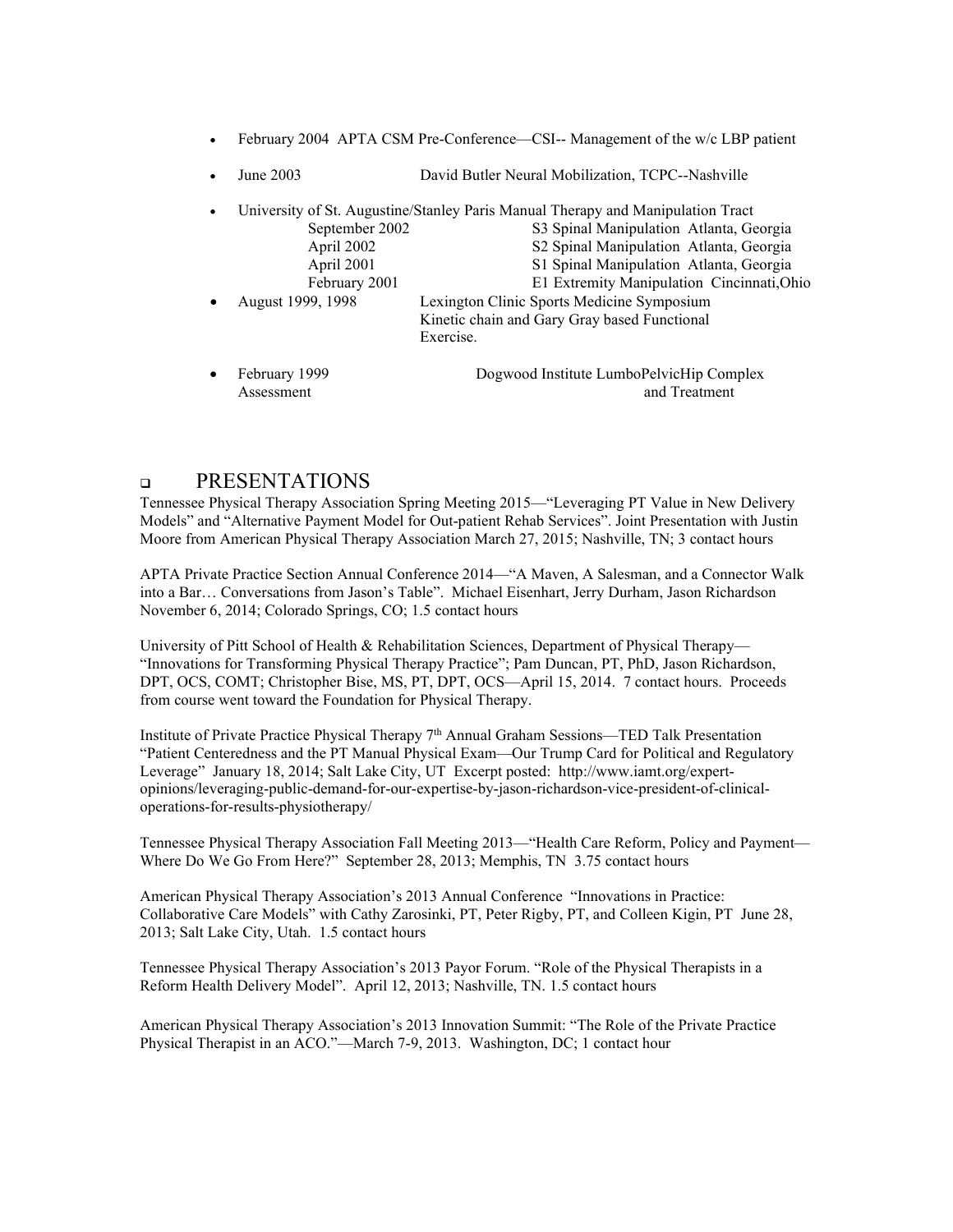- February 2004 APTA CSM Pre-Conference—CSI-- Management of the w/c LBP patient
- June 2003 David Butler Neural Mobilization, TCPC--Nashville
- University of St. Augustine/Stanley Paris Manual Therapy and Manipulation Tract
  - September 2002 S3 Spinal Manipulation Atlanta, Georgia
  - April 2002 S2 Spinal Manipulation Atlanta, Georgia
  - April 2001 S1 Spinal Manipulation Atlanta, Georgia
  - February 2001 E1 Extremity Manipulation Cincinnati,Ohio
- August 1999, 1998 Lexington Clinic Sports Medicine Symposium Kinetic chain and Gary Gray based Functional Exercise.
- February 1999 Dogwood Institute LumboPelvicHip Complex Assessment and Treatment

## PRESENTATIONS

Tennessee Physical Therapy Association Spring Meeting 2015—"Leveraging PT Value in New Delivery Models" and "Alternative Payment Model for Out-patient Rehab Services". Joint Presentation with Justin Moore from American Physical Therapy Association March 27, 2015; Nashville, TN; 3 contact hours

APTA Private Practice Section Annual Conference 2014—"A Maven, A Salesman, and a Connector Walk into a Bar… Conversations from Jason's Table". Michael Eisenhart, Jerry Durham, Jason Richardson November 6, 2014; Colorado Springs, CO; 1.5 contact hours

University of Pitt School of Health & Rehabilitation Sciences, Department of Physical Therapy—"Innovations for Transforming Physical Therapy Practice"; Pam Duncan, PT, PhD, Jason Richardson, DPT, OCS, COMT; Christopher Bise, MS, PT, DPT, OCS—April 15, 2014. 7 contact hours. Proceeds from course went toward the Foundation for Physical Therapy.

Institute of Private Practice Physical Therapy 7th Annual Graham Sessions—TED Talk Presentation "Patient Centeredness and the PT Manual Physical Exam—Our Trump Card for Political and Regulatory Leverage" January 18, 2014; Salt Lake City, UT Excerpt posted: http://www.iamt.org/expert-opinions/leveraging-public-demand-for-our-expertise-by-jason-richardson-vice-president-of-clinical-operations-for-results-physiotherapy/

Tennessee Physical Therapy Association Fall Meeting 2013—"Health Care Reform, Policy and Payment—Where Do We Go From Here?" September 28, 2013; Memphis, TN 3.75 contact hours

American Physical Therapy Association's 2013 Annual Conference "Innovations in Practice: Collaborative Care Models" with Cathy Zarosinki, PT, Peter Rigby, PT, and Colleen Kigin, PT June 28, 2013; Salt Lake City, Utah. 1.5 contact hours

Tennessee Physical Therapy Association's 2013 Payor Forum. "Role of the Physical Therapists in a Reform Health Delivery Model". April 12, 2013; Nashville, TN. 1.5 contact hours

American Physical Therapy Association's 2013 Innovation Summit: "The Role of the Private Practice Physical Therapist in an ACO."—March 7-9, 2013. Washington, DC; 1 contact hour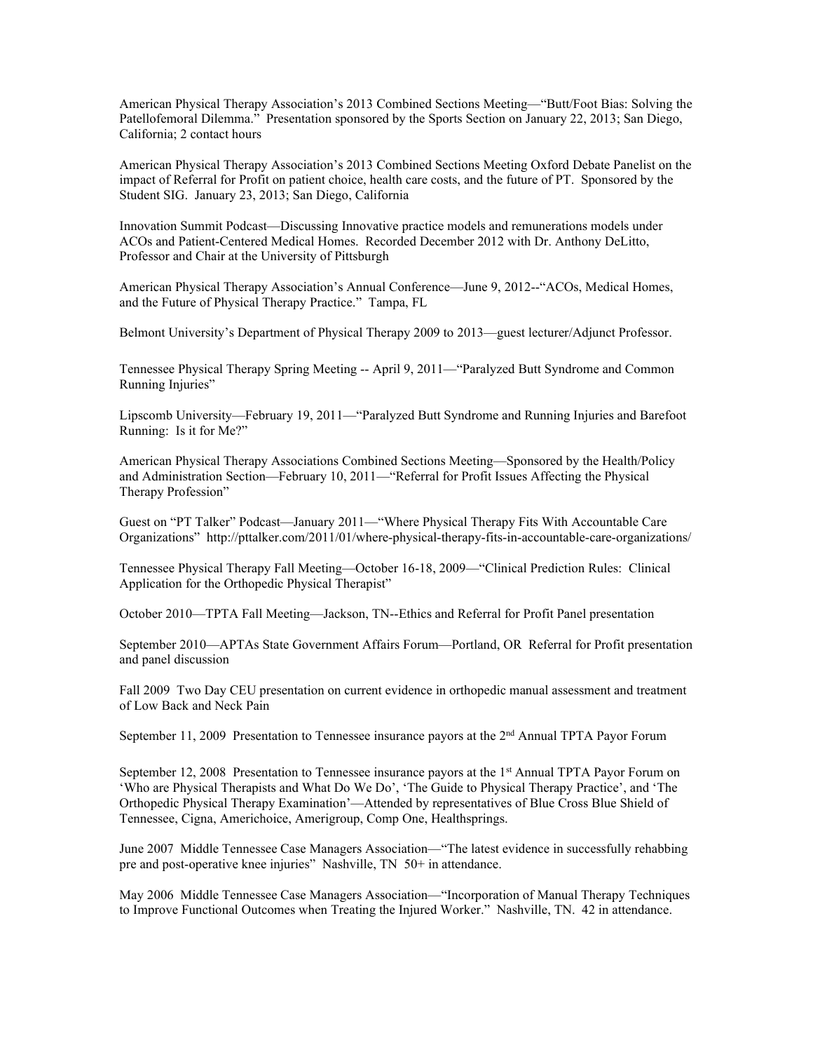American Physical Therapy Association's 2013 Combined Sections Meeting—"Butt/Foot Bias: Solving the Patellofemoral Dilemma." Presentation sponsored by the Sports Section on January 22, 2013; San Diego, California; 2 contact hours

American Physical Therapy Association's 2013 Combined Sections Meeting Oxford Debate Panelist on the impact of Referral for Profit on patient choice, health care costs, and the future of PT. Sponsored by the Student SIG. January 23, 2013; San Diego, California

Innovation Summit Podcast—Discussing Innovative practice models and remunerations models under ACOs and Patient-Centered Medical Homes. Recorded December 2012 with Dr. Anthony DeLitto, Professor and Chair at the University of Pittsburgh

American Physical Therapy Association's Annual Conference—June 9, 2012--"ACOs, Medical Homes, and the Future of Physical Therapy Practice." Tampa, FL

Belmont University's Department of Physical Therapy 2009 to 2013—guest lecturer/Adjunct Professor.

Tennessee Physical Therapy Spring Meeting -- April 9, 2011—"Paralyzed Butt Syndrome and Common Running Injuries"

Lipscomb University—February 19, 2011—"Paralyzed Butt Syndrome and Running Injuries and Barefoot Running: Is it for Me?"

American Physical Therapy Associations Combined Sections Meeting—Sponsored by the Health/Policy and Administration Section—February 10, 2011—"Referral for Profit Issues Affecting the Physical Therapy Profession"

Guest on "PT Talker" Podcast—January 2011—"Where Physical Therapy Fits With Accountable Care Organizations" http://pttalker.com/2011/01/where-physical-therapy-fits-in-accountable-care-organizations/

Tennessee Physical Therapy Fall Meeting—October 16-18, 2009—"Clinical Prediction Rules: Clinical Application for the Orthopedic Physical Therapist"

October 2010—TPTA Fall Meeting—Jackson, TN--Ethics and Referral for Profit Panel presentation

September 2010—APTAs State Government Affairs Forum—Portland, OR Referral for Profit presentation and panel discussion

Fall 2009 Two Day CEU presentation on current evidence in orthopedic manual assessment and treatment of Low Back and Neck Pain

September 11, 2009 Presentation to Tennessee insurance payors at the 2nd Annual TPTA Payor Forum

September 12, 2008 Presentation to Tennessee insurance payors at the 1st Annual TPTA Payor Forum on 'Who are Physical Therapists and What Do We Do', 'The Guide to Physical Therapy Practice', and 'The Orthopedic Physical Therapy Examination'—Attended by representatives of Blue Cross Blue Shield of Tennessee, Cigna, Americhoice, Amerigroup, Comp One, Healthsprings.

June 2007 Middle Tennessee Case Managers Association—"The latest evidence in successfully rehabbing pre and post-operative knee injuries" Nashville, TN 50+ in attendance.

May 2006 Middle Tennessee Case Managers Association—"Incorporation of Manual Therapy Techniques to Improve Functional Outcomes when Treating the Injured Worker." Nashville, TN. 42 in attendance.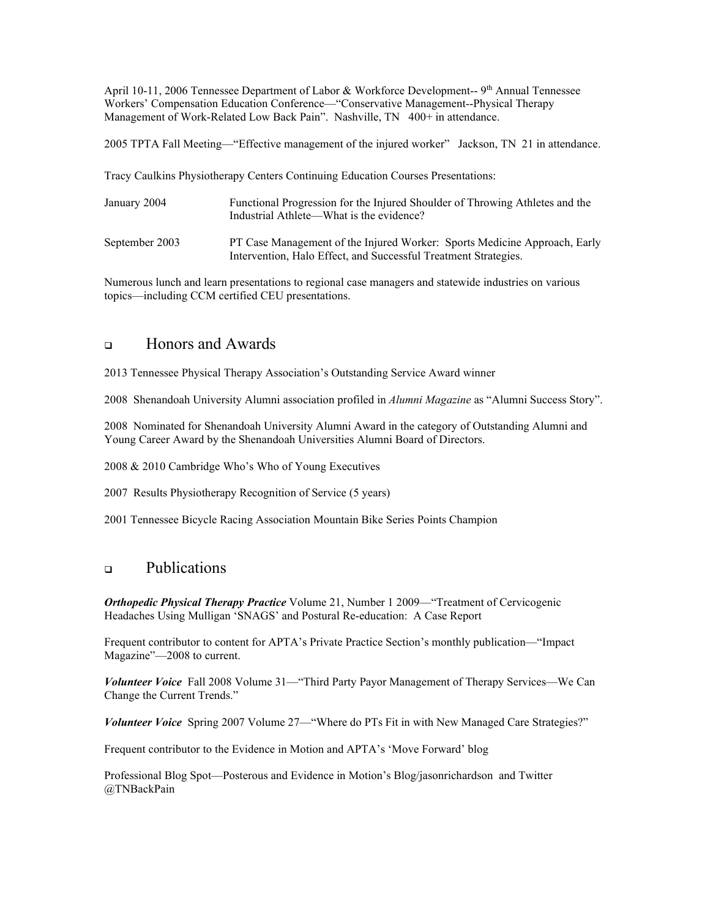April 10-11, 2006 Tennessee Department of Labor & Workforce Development-- 9th Annual Tennessee Workers' Compensation Education Conference—"Conservative Management--Physical Therapy Management of Work-Related Low Back Pain". Nashville, TN 400+ in attendance.

2005 TPTA Fall Meeting—"Effective management of the injured worker" Jackson, TN 21 in attendance.

Tracy Caulkins Physiotherapy Centers Continuing Education Courses Presentations:

| | |
|---|---|
| January 2004 | Functional Progression for the Injured Shoulder of Throwing Athletes and the Industrial Athlete—What is the evidence? |
| September 2003 | PT Case Management of the Injured Worker: Sports Medicine Approach, Early Intervention, Halo Effect, and Successful Treatment Strategies. |

Numerous lunch and learn presentations to regional case managers and statewide industries on various topics—including CCM certified CEU presentations.

## Honors and Awards

2013 Tennessee Physical Therapy Association's Outstanding Service Award winner

2008 Shenandoah University Alumni association profiled in *Alumni Magazine* as "Alumni Success Story".

2008 Nominated for Shenandoah University Alumni Award in the category of Outstanding Alumni and Young Career Award by the Shenandoah Universities Alumni Board of Directors.

2008 & 2010 Cambridge Who's Who of Young Executives

2007 Results Physiotherapy Recognition of Service (5 years)

2001 Tennessee Bicycle Racing Association Mountain Bike Series Points Champion

## Publications

***Orthopedic Physical Therapy Practice*** Volume 21, Number 1 2009—"Treatment of Cervicogenic Headaches Using Mulligan 'SNAGS' and Postural Re-education: A Case Report

Frequent contributor to content for APTA's Private Practice Section's monthly publication—"Impact Magazine"—2008 to current.

***Volunteer Voice*** Fall 2008 Volume 31—"Third Party Payor Management of Therapy Services—We Can Change the Current Trends."

***Volunteer Voice*** Spring 2007 Volume 27—"Where do PTs Fit in with New Managed Care Strategies?"

Frequent contributor to the Evidence in Motion and APTA's 'Move Forward' blog

Professional Blog Spot—Posterous and Evidence in Motion's Blog/jasonrichardson and Twitter @TNBackPain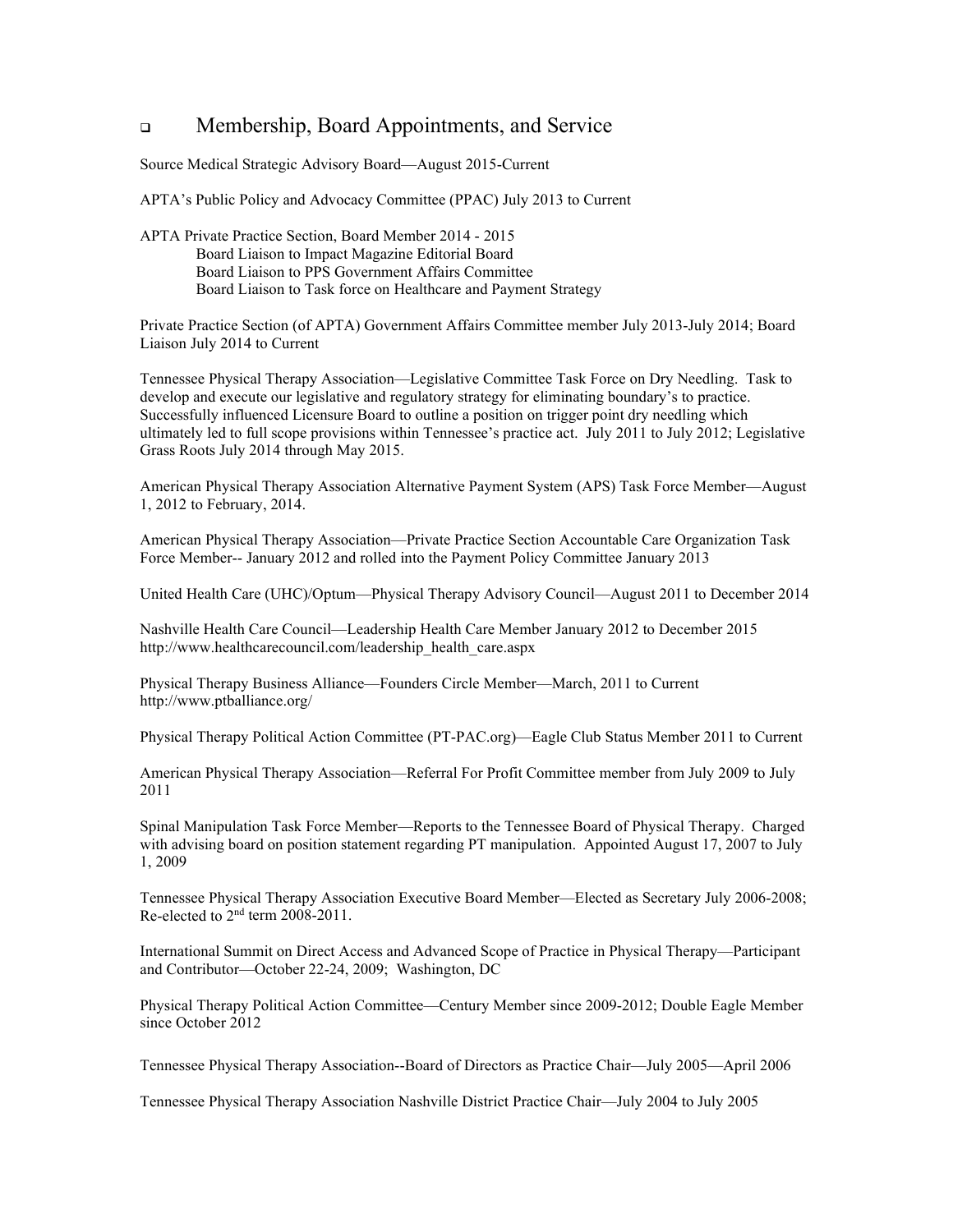## Membership, Board Appointments, and Service

Source Medical Strategic Advisory Board—August 2015-Current

APTA's Public Policy and Advocacy Committee (PPAC) July 2013 to Current

APTA Private Practice Section, Board Member 2014 - 2015

- Board Liaison to Impact Magazine Editorial Board
- Board Liaison to PPS Government Affairs Committee
- Board Liaison to Task force on Healthcare and Payment Strategy

Private Practice Section (of APTA) Government Affairs Committee member July 2013-July 2014; Board Liaison July 2014 to Current

Tennessee Physical Therapy Association—Legislative Committee Task Force on Dry Needling. Task to develop and execute our legislative and regulatory strategy for eliminating boundary's to practice. Successfully influenced Licensure Board to outline a position on trigger point dry needling which ultimately led to full scope provisions within Tennessee's practice act. July 2011 to July 2012; Legislative Grass Roots July 2014 through May 2015.

American Physical Therapy Association Alternative Payment System (APS) Task Force Member—August 1, 2012 to February, 2014.

American Physical Therapy Association—Private Practice Section Accountable Care Organization Task Force Member-- January 2012 and rolled into the Payment Policy Committee January 2013

United Health Care (UHC)/Optum—Physical Therapy Advisory Council—August 2011 to December 2014

Nashville Health Care Council—Leadership Health Care Member January 2012 to December 2015
http://www.healthcarecouncil.com/leadership_health_care.aspx

Physical Therapy Business Alliance—Founders Circle Member—March, 2011 to Current
http://www.ptballiance.org/

Physical Therapy Political Action Committee (PT-PAC.org)—Eagle Club Status Member 2011 to Current

American Physical Therapy Association—Referral For Profit Committee member from July 2009 to July 2011

Spinal Manipulation Task Force Member—Reports to the Tennessee Board of Physical Therapy. Charged with advising board on position statement regarding PT manipulation. Appointed August 17, 2007 to July 1, 2009

Tennessee Physical Therapy Association Executive Board Member—Elected as Secretary July 2006-2008; Re-elected to 2nd term 2008-2011.

International Summit on Direct Access and Advanced Scope of Practice in Physical Therapy—Participant and Contributor—October 22-24, 2009; Washington, DC

Physical Therapy Political Action Committee—Century Member since 2009-2012; Double Eagle Member since October 2012

Tennessee Physical Therapy Association--Board of Directors as Practice Chair—July 2005—April 2006

Tennessee Physical Therapy Association Nashville District Practice Chair—July 2004 to July 2005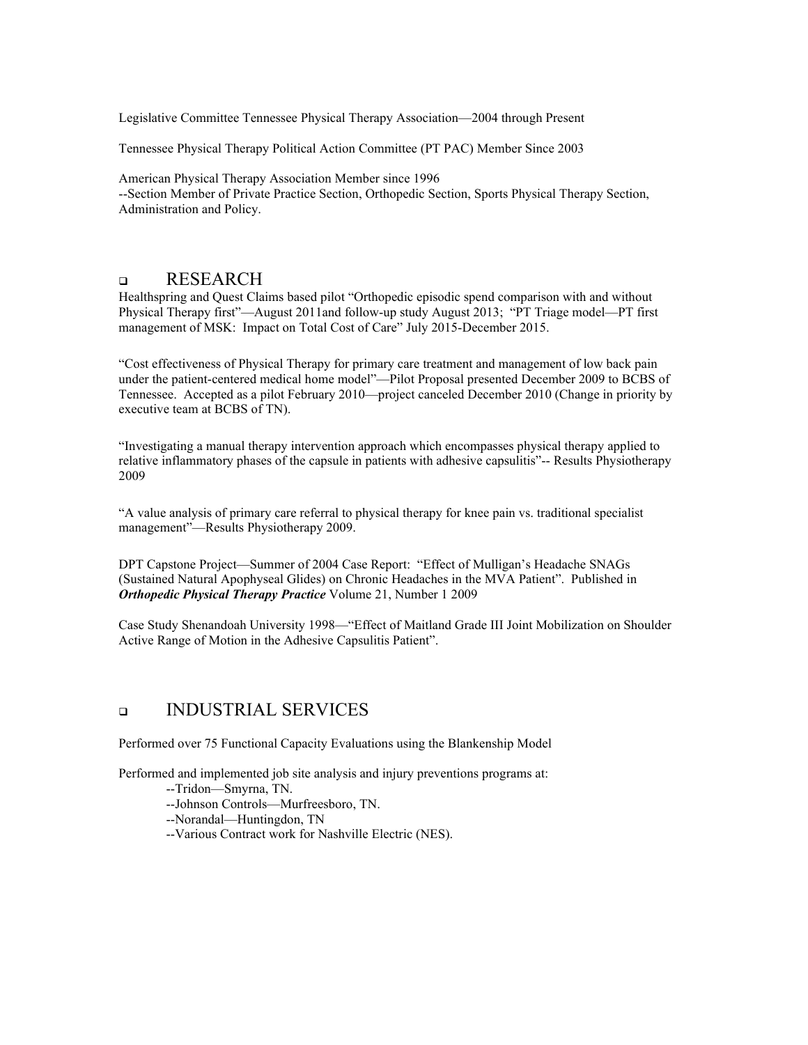Legislative Committee Tennessee Physical Therapy Association—2004 through Present

Tennessee Physical Therapy Political Action Committee (PT PAC) Member Since 2003

American Physical Therapy Association Member since 1996
--Section Member of Private Practice Section, Orthopedic Section, Sports Physical Therapy Section, Administration and Policy.

## RESEARCH

Healthspring and Quest Claims based pilot "Orthopedic episodic spend comparison with and without Physical Therapy first"—August 2011and follow-up study August 2013; "PT Triage model—PT first management of MSK: Impact on Total Cost of Care" July 2015-December 2015.

"Cost effectiveness of Physical Therapy for primary care treatment and management of low back pain under the patient-centered medical home model"—Pilot Proposal presented December 2009 to BCBS of Tennessee. Accepted as a pilot February 2010—project canceled December 2010 (Change in priority by executive team at BCBS of TN).

"Investigating a manual therapy intervention approach which encompasses physical therapy applied to relative inflammatory phases of the capsule in patients with adhesive capsulitis"-- Results Physiotherapy 2009

"A value analysis of primary care referral to physical therapy for knee pain vs. traditional specialist management"—Results Physiotherapy 2009.

DPT Capstone Project—Summer of 2004 Case Report: "Effect of Mulligan's Headache SNAGs (Sustained Natural Apophyseal Glides) on Chronic Headaches in the MVA Patient". Published in ***Orthopedic Physical Therapy Practice*** Volume 21, Number 1 2009

Case Study Shenandoah University 1998—"Effect of Maitland Grade III Joint Mobilization on Shoulder Active Range of Motion in the Adhesive Capsulitis Patient".

## INDUSTRIAL SERVICES

Performed over 75 Functional Capacity Evaluations using the Blankenship Model

Performed and implemented job site analysis and injury preventions programs at:

--Tridon—Smyrna, TN.
--Johnson Controls—Murfreesboro, TN.
--Norandal—Huntingdon, TN
--Various Contract work for Nashville Electric (NES).